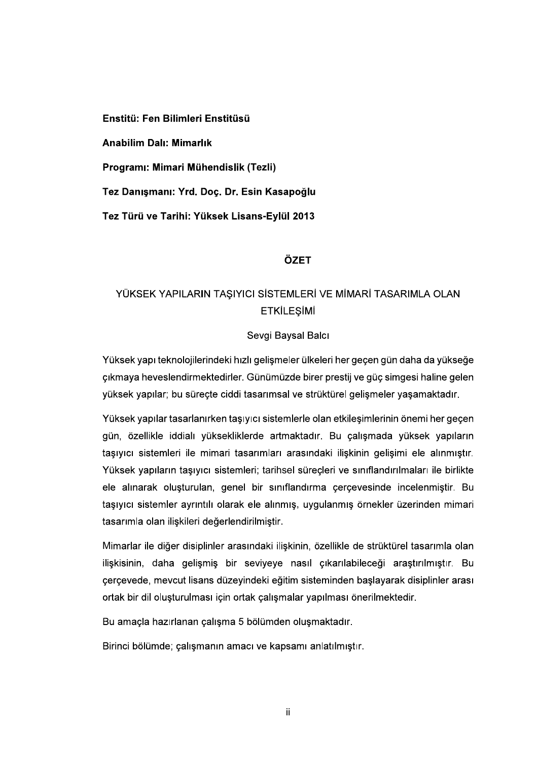**Enstitü: Fen Bilimleri Enstitüsü**

**Anabilim Dalı: Mimarlık**

**Programı: Mimari Mühendislik (Tezli)**

**Tez Danışmanı: Yrd. Doç. Dr. Esin Kasapoğlu**

**Tez Türü ve Tarihi: Yüksek Lisans-Eylül 2013**

# ÖZET

## YÜKSEK YAPILARIN TAŞIYICI SİSTEMLERİ VE MİMARİ TASARIMLA OLAN ETKİLEŞİMİ

Sevgi Baysal Balcı

Yüksek yapı teknolojilerindeki hızlı gelişmeler ülkeleri her geçen gün daha da yükseğe çıkmaya heveslendirmektedirler. Günümüzde birer prestij ve güç simgesi haline gelen yüksek yapılar; bu süreçte ciddi tasarımsal ve strüktürel gelişmeler yaşamaktadır.

Yüksek yapılar tasarlanırken taşıyıcı sistemlerle olan etkileşimlerinin önemi her geçen gün, özellikle iddialı yüksekliklerde artmaktadır. Bu çalışmada yüksek yapıların taşıyıcı sistemleri ile mimari tasarımları arasındaki ilişkinin gelişimi ele alınmıştır. Yüksek yapıların taşıyıcı sistemleri; tarihsel süreçleri ve sınıflandırılmaları ile birlikte ele alınarak oluşturulan, genel bir sınıflandırma çerçevesinde incelenmiştir. Bu taşıyıcı sistemler ayrıntılı olarak ele alınmış, uygulanmış örnekler üzerinden mimari tasarımla olan ilişkileri değerlendirilmiştir.

Mimarlar ile diğer disiplinler arasındaki ilişkinin, özellikle de strüktürel tasarımla olan ilişkisinin, daha gelişmiş bir seviyeye nasıl çıkarılabileceği araştırılmıştır. Bu çerçevede, mevcut lisans düzeyindeki eğitim sisteminden başlayarak disiplinler arası ortak bir dil oluşturulması için ortak çalışmalar yapılması önerilmektedir.

Bu amaçla hazırlanan çalışma 5 bölümden oluşmaktadır.

Birinci bölümde; çalışmanın amacı ve kapsamı anlatılmıştır.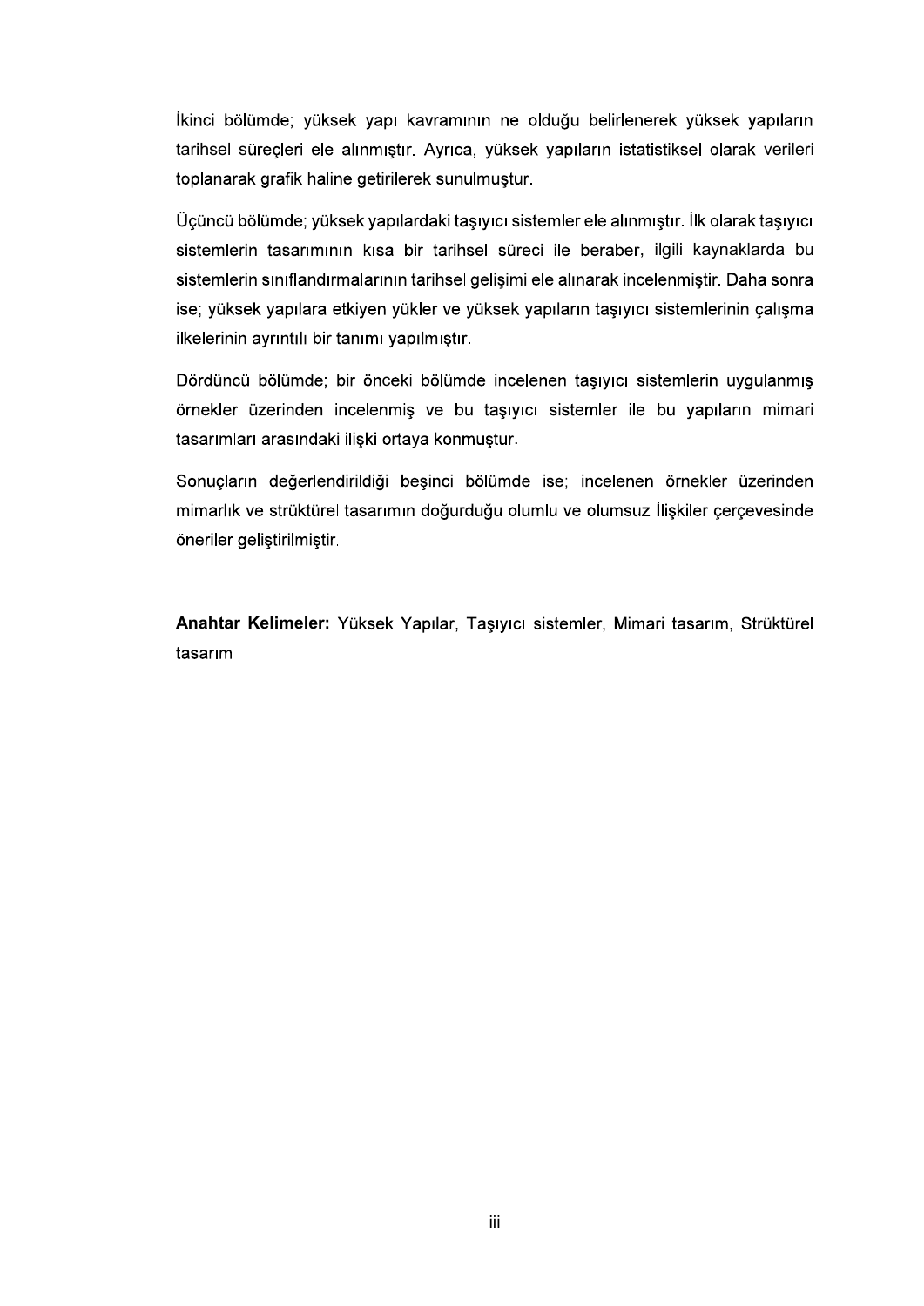İkinci bölümde; yüksek yapı kavramının ne olduğu belirlenerek yüksek yapıların tarihsel süreçleri ele alınmıştır. Ayrıca, yüksek yapıların istatistiksel olarak verileri toplanarak grafik haline getirilerek sunulmuştur.

Üçüncü bölümde; yüksek yapılardaki taşıyıcı sistemler ele alınmıştır. İlk olarak taşıyıcı sistemlerin tasarımının kısa bir tarihsel süreci ile beraber, ilgili kaynaklarda bu sistemlerin sınıflandırmalarının tarihsel gelişimi ele alınarak incelenmiştir. Daha sonra ise; yüksek yapılara etkiyen yükler ve yüksek yapıların taşıyıcı sistemlerinin çalışma ilkelerinin ayrıntılı bir tanımı yapılmıştır.

Dördüncü bölümde; bir önceki bölümde incelenen taşıyıcı sistemlerin uygulanmış örnekler üzerinden incelenmiş ve bu taşıyıcı sistemler ile bu yapıların mimari tasarımları arasındaki ilişki ortaya konmuştur.

Sonuçların değerlendirildiği beşinci bölümde ise; incelenen örnekler üzerinden mimarlık ve strüktürel tasarımın doğurduğu olumlu ve olumsuz İlişkiler çerçevesinde öneriler geliştirilmiştir.

**Anahtar Kelimeler:** Yüksek Yapılar, Taşıyıcı sistemler, Mimari tasarım, Strüktürel tasarım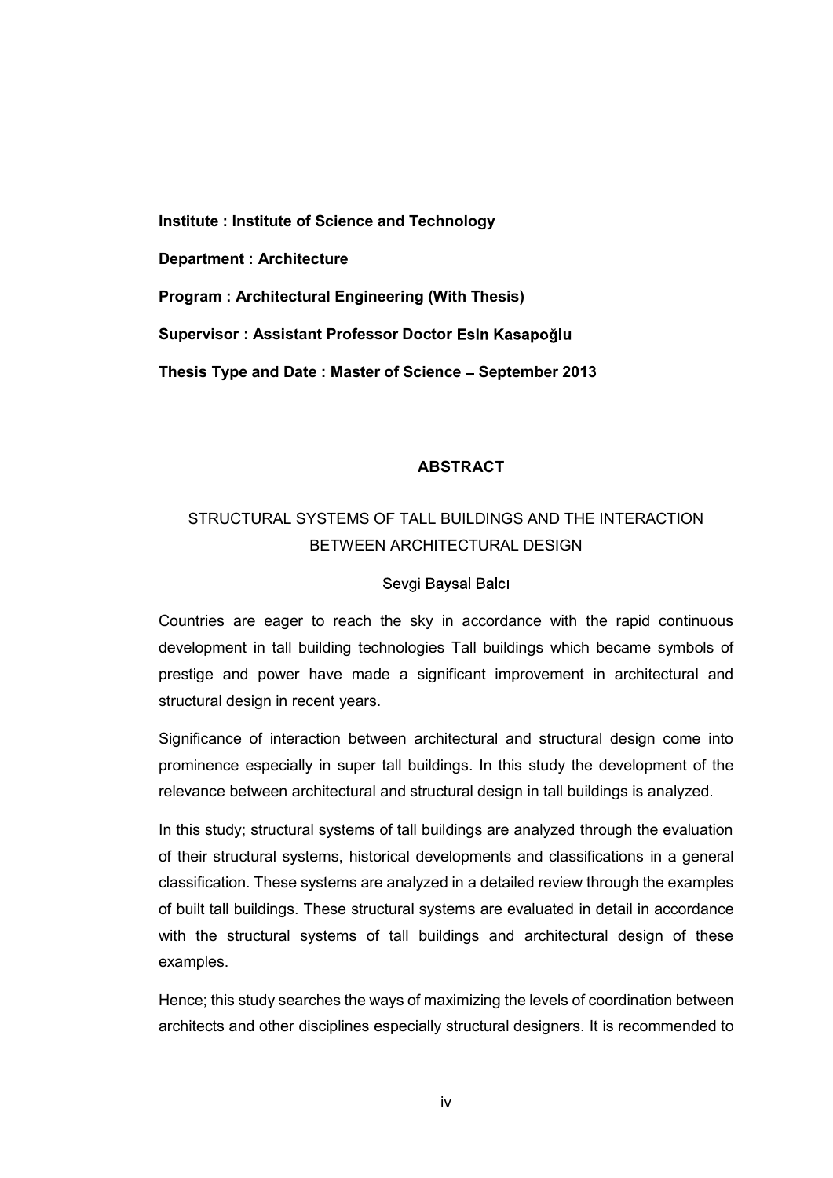**Institute : Institute of Science and Technology**

**Department : Architecture**

**Program : Architectural Engineering (With Thesis)**

**Supervisor : Assistant Professor Doctor Esin Kasapoğlu**

**Thesis Type and Date : Master of Science – September 2013**

## ABSTRACT

STRUCTURAL SYSTEMS OF TALL BUILDINGS AND THE INTERACTION BETWEEN ARCHITECTURAL DESIGN

Sevgi Baysal Balcı

Countries are eager to reach the sky in accordance with the rapid continuous development in tall building technologies Tall buildings which became symbols of prestige and power have made a significant improvement in architectural and structural design in recent years.

Significance of interaction between architectural and structural design come into prominence especially in super tall buildings. In this study the development of the relevance between architectural and structural design in tall buildings is analyzed.

In this study; structural systems of tall buildings are analyzed through the evaluation of their structural systems, historical developments and classifications in a general classification. These systems are analyzed in a detailed review through the examples of built tall buildings. These structural systems are evaluated in detail in accordance with the structural systems of tall buildings and architectural design of these examples.

Hence; this study searches the ways of maximizing the levels of coordination between architects and other disciplines especially structural designers. It is recommended to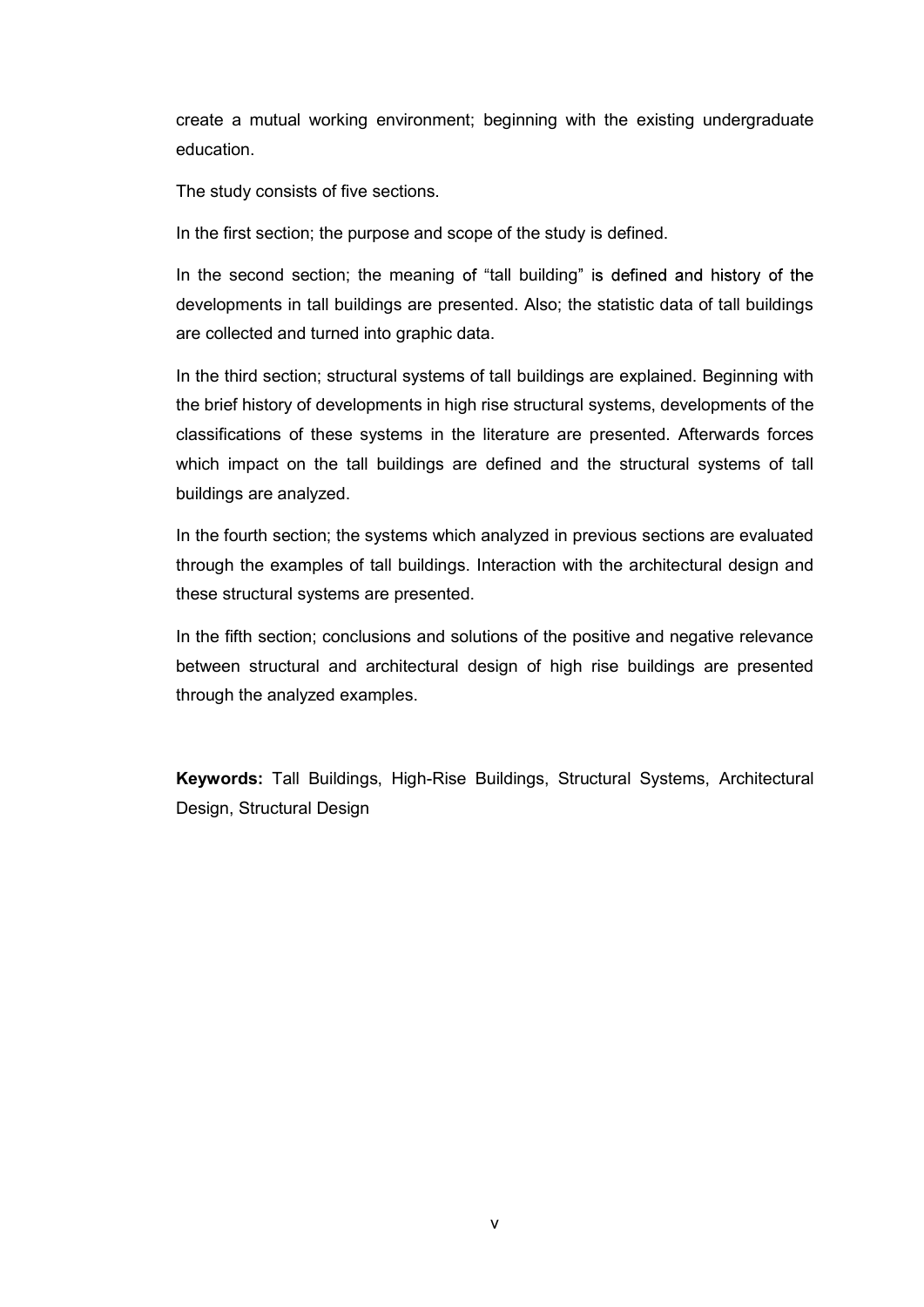create a mutual working environment; beginning with the existing undergraduate education.

The study consists of five sections.

In the first section; the purpose and scope of the study is defined.

In the second section; the meaning of "tall building" is defined and history of the developments in tall buildings are presented. Also; the statistic data of tall buildings are collected and turned into graphic data.

In the third section; structural systems of tall buildings are explained. Beginning with the brief history of developments in high rise structural systems, developments of the classifications of these systems in the literature are presented. Afterwards forces which impact on the tall buildings are defined and the structural systems of tall buildings are analyzed.

In the fourth section; the systems which analyzed in previous sections are evaluated through the examples of tall buildings. Interaction with the architectural design and these structural systems are presented.

In the fifth section; conclusions and solutions of the positive and negative relevance between structural and architectural design of high rise buildings are presented through the analyzed examples.

**Keywords:** Tall Buildings, High-Rise Buildings, Structural Systems, Architectural Design, Structural Design